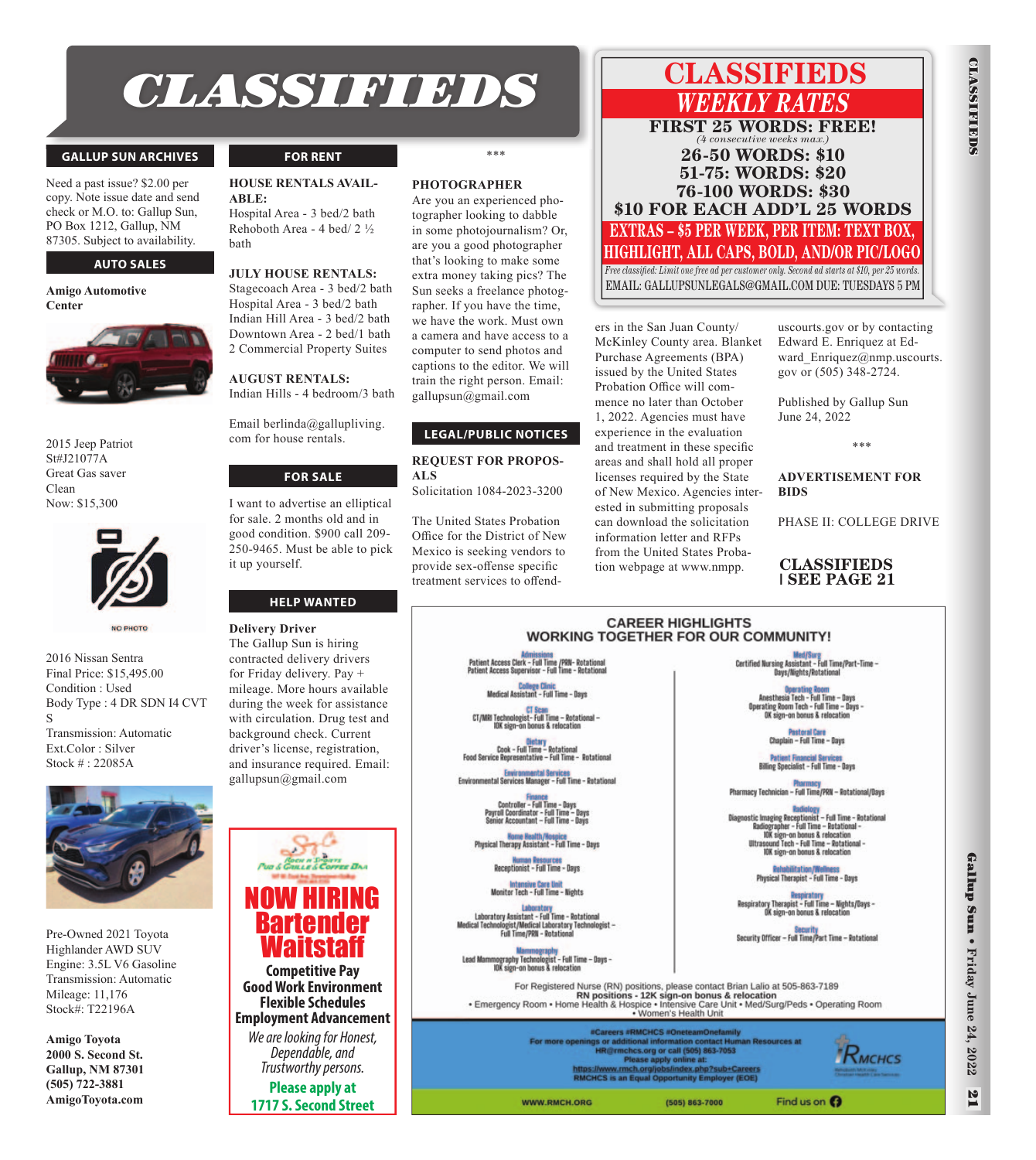# CLASSIFIEDS

## GALLUP SUN ARCHIVES

Need a past issue? $2.00 per copy. Note issue date and send check or M.O. to: Gallup Sun, PO Box 1212, Gallup, NM 87305. Subject to availability.

## AUTO SALES

**Amigo Automotive Center**

2015 Jeep Patriot
St#J21077A
Great Gas saver
Clean
Now: $15,300

NO PHOTO

2016 Nissan Sentra
Final Price: $15,495.00
Condition : Used
Body Type : 4 DR SDN I4 CVT S
Transmission: Automatic
Ext.Color : Silver
Stock # : 22085A

Pre-Owned 2021 Toyota Highlander AWD SUV
Engine: 3.5L V6 Gasoline
Transmission: Automatic
Mileage: 11,176
Stock#: T22196A

**Amigo Toyota**
**2000 S. Second St.**
**Gallup, NM 87301**
**(505) 722-3881**
**AmigoToyota.com**

## FOR RENT

**HOUSE RENTALS AVAILABLE:**
Hospital Area - 3 bed/2 bath
Rehoboth Area - 4 bed/ 2 ½ bath

**JULY HOUSE RENTALS:**
Stagecoach Area - 3 bed/2 bath
Hospital Area - 3 bed/2 bath
Indian Hill Area - 3 bed/2 bath
Downtown Area - 2 bed/1 bath
2 Commercial Property Suites

**AUGUST RENTALS:**
Indian Hills - 4 bedroom/3 bath

Email berlinda@gallupliving.com for house rentals.

## FOR SALE

I want to advertise an elliptical for sale. 2 months old and in good condition. $900 call 209-250-9465. Must be able to pick it up yourself.

## HELP WANTED

**Delivery Driver**
The Gallup Sun is hiring contracted delivery drivers for Friday delivery. Pay + mileage. More hours available during the week for assistance with circulation. Drug test and background check. Current driver's license, registration, and insurance required. Email: gallupsun@gmail.com

Rock N Sports Pub & Grille & Coffee Bar

**NOW HIRING**
**Bartender**
**Waitstaff**

**Competitive Pay**
**Good Work Environment**
**Flexible Schedules**
**Employment Advancement**

*We are looking for Honest, Dependable, and Trustworthy persons.*

**Please apply at 1717 S. Second Street**

\*\*\*

**PHOTOGRAPHER**
Are you an experienced photographer looking to dabble in some photojournalism? Or, are you a good photographer that's looking to make some extra money taking pics? The Sun seeks a freelance photographer. If you have the time, we have the work. Must own a camera and have access to a computer to send photos and captions to the editor. We will train the right person. Email: gallupsun@gmail.com

## LEGAL/PUBLIC NOTICES

**REQUEST FOR PROPOSALS**
Solicitation 1084-2023-3200

The United States Probation Office for the District of New Mexico is seeking vendors to provide sex-offense specific treatment services to offenders in the San Juan County/McKinley County area. Blanket Purchase Agreements (BPA) issued by the United States Probation Office will commence no later than October 1, 2022. Agencies must have experience in the evaluation and treatment in these specific areas and shall hold all proper licenses required by the State of New Mexico. Agencies interested in submitting proposals can download the solicitation information letter and RFPs from the United States Probation webpage at www.nmpp.uscourts.gov or by contacting Edward E. Enriquez at Edward_Enriquez@nmp.uscourts.gov or (505) 348-2724.

Published by Gallup Sun
June 24, 2022

\*\*\*

**ADVERTISEMENT FOR BIDS**

PHASE II: COLLEGE DRIVE

**CLASSIFIEDS | SEE PAGE 21**

## CLASSIFIEDS WEEKLY RATES

**FIRST 25 WORDS: FREE!**
*(4 consecutive weeks max.)*
**26-50 WORDS: $10**
**51-75: WORDS: $20**
**76-100 WORDS: $30**
**$10 FOR EACH ADD'L 25 WORDS**
**EXTRAS – $5 PER WEEK, PER ITEM: TEXT BOX, HIGHLIGHT, ALL CAPS, BOLD, AND/OR PIC/LOGO**
*Free classified: Limit one free ad per customer only. Second ad starts at $10, per 25 words.*
EMAIL: GALLUPSUNLEGALS@GMAIL.COM DUE: TUESDAYS 5 PM

## CAREER HIGHLIGHTS
### WORKING TOGETHER FOR OUR COMMUNITY!

**Admissions**
Patient Access Clerk - Full Time /PRN- Rotational
Patient Access Supervisor - Full Time - Rotational

**College Clinic**
Medical Assistant - Full Time - Days

**CT Scan**
CT/MRI Technologist- Full Time – Rotational – 10K sign-on bonus & relocation

**Dietary**
Cook - Full Time – Rotational
Food Service Representative – Full Time - Rotational

**Environmental Services**
Environmental Services Manager – Full Time - Rotational

**Finance**
Controller – Full Time – Days
Payroll Coordinator – Full Time – Days
Senior Accountant – Full Time – Days

**Home Health/Hospice**
Physical Therapy Assistant – Full Time – Days

**Human Resources**
Receptionist – Full Time – Days

**Intensive Care Unit**
Monitor Tech – Full Time – Nights

**Laboratory**
Laboratory Assistant - Full Time - Rotational
Medical Technologist/Medical Laboratory Technologist – Full Time/PRN – Rotational

**Mammography**
Lead Mammography Technologist – Full Time – Days – 10K sign-on bonus & relocation

**Med/Surg**
Certified Nursing Assistant – Full Time/Part-Time – Days/Nights/Rotational

**Operating Room**
Anesthesia Tech – Full Time – Days
Operating Room Tech – Full Time – Days – 0K sign-on bonus & relocation

**Pastoral Care**
Chaplain – Full Time – Days

**Patient Financial Services**
Billing Specialist – Full Time – Days

**Pharmacy**
Pharmacy Technician – Full Time/PRN – Rotational/Days

**Radiology**
Diagnostic Imaging Receptionist – Full Time – Rotational
Radiographer – Full Time – Rotational – 10K sign-on bonus & relocation
Ultrasound Tech – Full Time – Rotational – 10K sign-on bonus & relocation

**Rehabilitation/Wellness**
Physical Therapist – Full Time – Days

**Respiratory**
Respiratory Therapist – Full Time – Nights/Days – 0K sign-on bonus & relocation

**Security**
Security Officer – Full Time/Part Time – Rotational

For Registered Nurse (RN) positions, please contact Brian Lalio at 505-863-7189
**RN positions - 12K sign-on bonus & relocation**
• Emergency Room • Home Health & Hospice • Intensive Care Unit • Med/Surg/Peds • Operating Room • Women's Health Unit

#Careers #RMCHCS #OneteamOnefamily
For more openings or additional information contact Human Resources at HR@rmchcs.org or call (505) 863-7053
Please apply online at: https://www.rmch.org/jobs/index.php?sub=Careers
RMCHCS is an Equal Opportunity Employer (EOE)

RMCHCS

WWW.RMCH.ORG (505) 863-7000 Find us on Facebook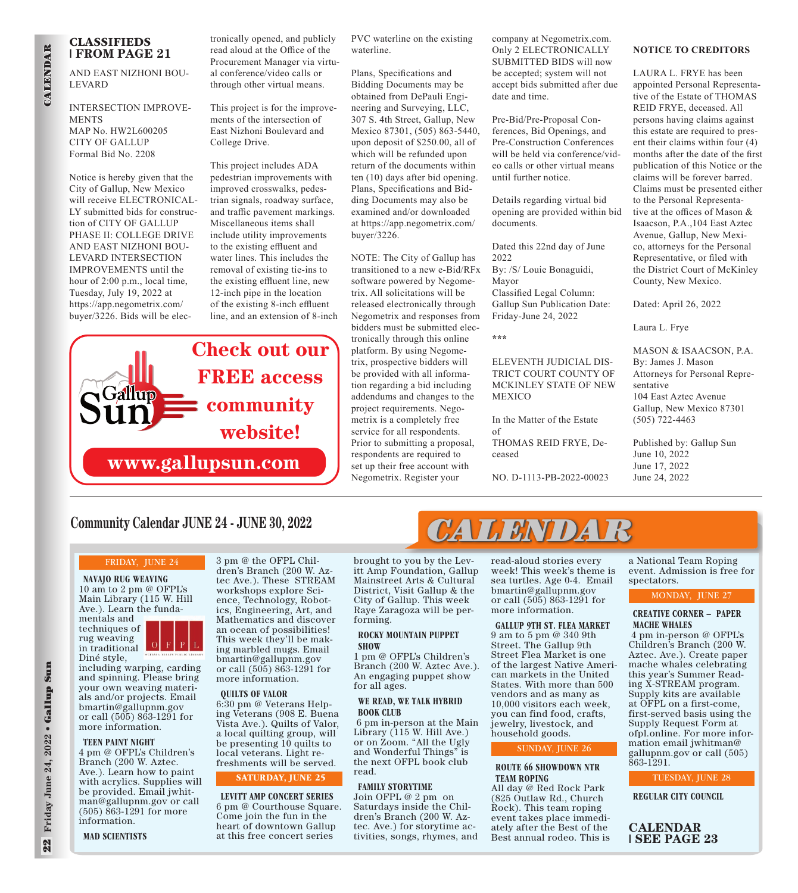**CLASSIFIEDS | FROM PAGE 21**

AND EAST NIZHONI BOULEVARD

INTERSECTION IMPROVEMENTS
MAP No. HW2L600205
CITY OF GALLUP
Formal Bid No. 2208

Notice is hereby given that the City of Gallup, New Mexico will receive ELECTRONICALLY submitted bids for construction of CITY OF GALLUP PHASE II: COLLEGE DRIVE AND EAST NIZHONI BOULEVARD INTERSECTION IMPROVEMENTS until the hour of 2:00 p.m., local time, Tuesday, July 19, 2022 at https://app.negometrix.com/buyer/3226. Bids will be electronically opened, and publicly read aloud at the Office of the Procurement Manager via virtual conference/video calls or through other virtual means.

This project is for the improvements of the intersection of East Nizhoni Boulevard and College Drive.

This project includes ADA pedestrian improvements with improved crosswalks, pedestrian signals, roadway surface, and traffic pavement markings. Miscellaneous items shall include utility improvements to the existing effluent and water lines. This includes the removal of tie-ins to the existing effluent line, new 12-inch pipe in the location of the existing 8-inch effluent line, and an extension of 8-inch PVC waterline on the existing waterline.

Plans, Specifications and Bidding Documents may be obtained from DePauli Engineering and Surveying, LLC, 307 S. 4th Street, Gallup, New Mexico 87301, (505) 863-5440, upon deposit of $250.00, all of which will be refunded upon return of the documents within ten (10) days after bid opening. Plans, Specifications and Bidding Documents may also be examined and/or downloaded at https://app.negometrix.com/buyer/3226.

NOTE: The City of Gallup has transitioned to a new e-Bid/RFx software powered by Negometrix. All solicitations will be released electronically through Negometrix and responses from bidders must be submitted electronically through this online platform. By using Negometrix, prospective bidders will be provided with all information regarding a bid including addendums and changes to the project requirements. Negometrix is a completely free service for all respondents. Prior to submitting a proposal, respondents are required to set up their free account with Negometrix. Register your company at Negometrix.com. Only 2 ELECTRONICALLY SUBMITTED BIDS will now be accepted; system will not accept bids submitted after due date and time.

Pre-Bid/Pre-Proposal Conferences, Bid Openings, and Pre-Construction Conferences will be held via conference/video calls or other virtual means until further notice.

Details regarding virtual bid opening are provided within bid documents.

Dated this 22nd day of June 2022
By: /S/ Louie Bonaguidi, Mayor
Classified Legal Column:
Gallup Sun Publication Date: Friday-June 24, 2022

***

ELEVENTH JUDICIAL DISTRICT COURT COUNTY OF MCKINLEY STATE OF NEW MEXICO

In the Matter of the Estate of
THOMAS REID FRYE, Deceased

NO. D-1113-PB-2022-00023

**NOTICE TO CREDITORS**

LAURA L. FRYE has been appointed Personal Representative of the Estate of THOMAS REID FRYE, deceased. All persons having claims against this estate are required to present their claims within four (4) months after the date of the first publication of this Notice or the claims will be forever barred. Claims must be presented either to the Personal Representative at the offices of Mason & Isaacson, P.A.,104 East Aztec Avenue, Gallup, New Mexico, attorneys for the Personal Representative, or filed with the District Court of McKinley County, New Mexico.

Dated: April 26, 2022

Laura L. Frye

MASON & ISAACSON, P.A.
By: James J. Mason
Attorneys for Personal Representative
104 East Aztec Avenue
Gallup, New Mexico 87301
(505) 722-4463

Published by: Gallup Sun
June 10, 2022
June 17, 2022
June 24, 2022

Check out our FREE access community website!
www.gallupsun.com

# CALENDAR

## Community Calendar JUNE 24 - JUNE 30, 2022

### FRIDAY, JUNE 24

**NAVAJO RUG WEAVING**
10 am to 2 pm @ OFPL's Main Library (115 W. Hill Ave.). Learn the fundamentals and techniques of rug weaving in traditional Diné style, including warping, carding and spinning. Please bring your own weaving materials and/or projects. Email bmartin@gallupnm.gov or call (505) 863-1291 for more information.

**TEEN PAINT NIGHT**
4 pm @ OFPL's Children's Branch (200 W. Aztec. Ave.). Learn how to paint with acrylics. Supplies will be provided. Email jwhitman@gallupnm.gov or call (505) 863-1291 for more information.

**MAD SCIENTISTS**
3 pm @ the OFPL Children's Branch (200 W. Aztec Ave.). These STREAM workshops explore Science, Technology, Robotics, Engineering, Art, and Mathematics and discover an ocean of possibilities! This week they'll be making marbled mugs. Email bmartin@gallupnm.gov or call (505) 863-1291 for more information.

**QUILTS OF VALOR**
6:30 pm @ Veterans Helping Veterans (908 E. Buena Vista Ave.). Quilts of Valor, a local quilting group, will be presenting 10 quilts to local veterans. Light refreshments will be served.

### SATURDAY, JUNE 25

**LEVITT AMP CONCERT SERIES**
6 pm @ Courthouse Square. Come join the fun in the heart of downtown Gallup at this free concert series brought to you by the Levitt Amp Foundation, Gallup Mainstreet Arts & Cultural District, Visit Gallup & the City of Gallup. This week Raye Zaragoza will be performing.

**ROCKY MOUNTAIN PUPPET SHOW**
1 pm @ OFPL's Children's Branch (200 W. Aztec Ave.). An engaging puppet show for all ages.

**WE READ, WE TALK HYBRID BOOK CLUB**
6 pm in-person at the Main Library (115 W. Hill Ave.) or on Zoom. "All the Ugly and Wonderful Things" is the next OFPL book club read.

**FAMILY STORYTIME**
Join OFPL @ 2 pm on Saturdays inside the Children's Branch (200 W. Aztec. Ave.) for storytime activities, songs, rhymes, and read-aloud stories every week! This week's theme is sea turtles. Age 0-4. Email bmartin@gallupnm.gov or call (505) 863-1291 for more information.

**GALLUP 9TH ST. FLEA MARKET**
9 am to 5 pm @ 340 9th Street. The Gallup 9th Street Flea Market is one of the largest Native American markets in the United States. With more than 500 vendors and as many as 10,000 visitors each week, you can find food, crafts, jewelry, livestock, and household goods.

### SUNDAY, JUNE 26

**ROUTE 66 SHOWDOWN NTR TEAM ROPING**
All day @ Red Rock Park (825 Outlaw Rd., Church Rock). This team roping event takes place immediately after the Best of the Best annual rodeo. This is a National Team Roping event. Admission is free for spectators.

### MONDAY, JUNE 27

**CREATIVE CORNER – PAPER MACHE WHALES**
4 pm in-person @ OFPL's Children's Branch (200 W. Aztec. Ave.). Create paper mache whales celebrating this year's Summer Reading X-STREAM program. Supply kits are available at OFPL on a first-come, first-served basis using the Supply Request Form at ofpl.online. For more information email jwhitman@gallupnm.gov or call (505) 863-1291.

### TUESDAY, JUNE 28

**REGULAR CITY COUNCIL**

**CALENDAR | SEE PAGE 23**